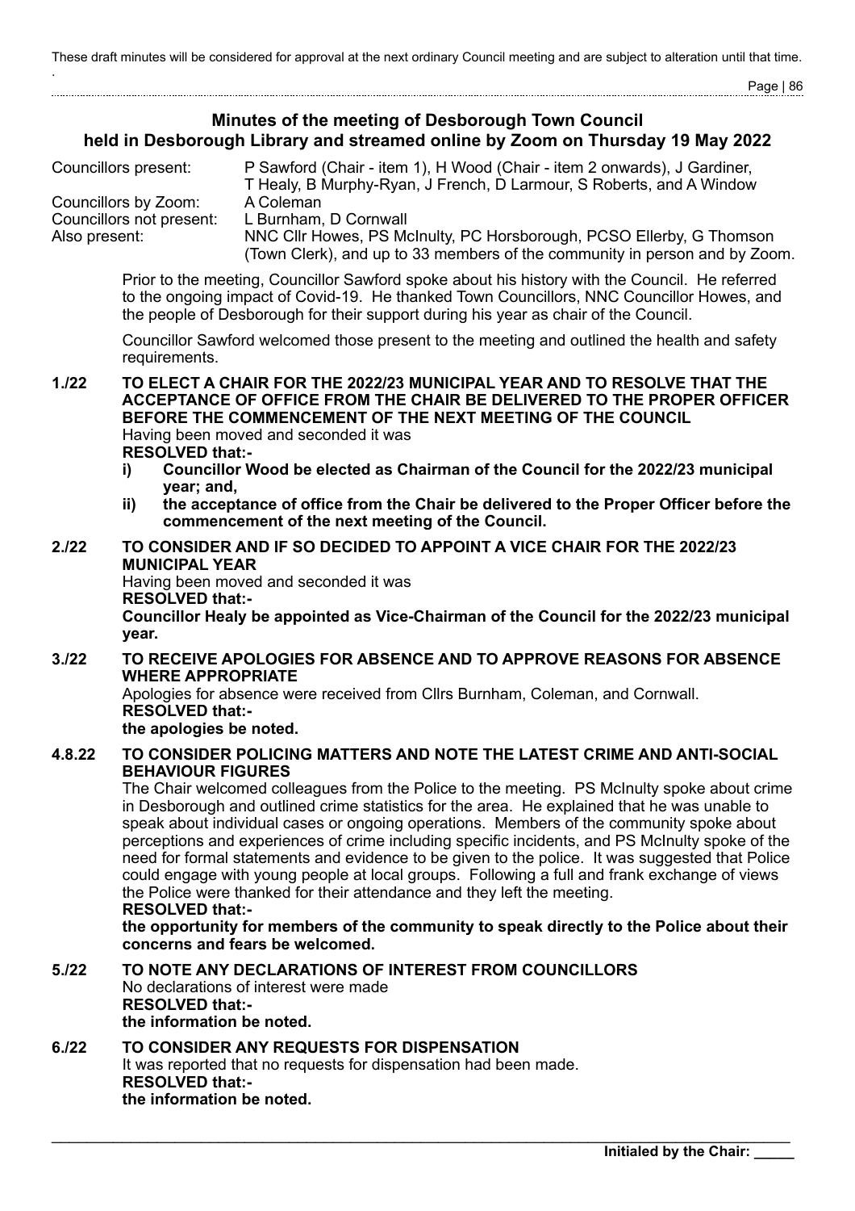These draft minutes will be considered for approval at the next ordinary Council meeting and are subject to alteration until that time.

## Minutes of the meeting of Desborough Town Council held in Desborough Library and streamed online by Zoom on Thursday 19 May 2022

| | |
|---|---|
| Councillors present: | P Sawford (Chair - item 1), H Wood (Chair - item 2 onwards), J Gardiner, T Healy, B Murphy-Ryan, J French, D Larmour, S Roberts, and A Window |
| Councillors by Zoom: | A Coleman |
| Councillors not present: | L Burnham, D Cornwall |
| Also present: | NNC Cllr Howes, PS McInulty, PC Horsborough, PCSO Ellerby, G Thomson (Town Clerk), and up to 33 members of the community in person and by Zoom. |

Prior to the meeting, Councillor Sawford spoke about his history with the Council. He referred to the ongoing impact of Covid-19. He thanked Town Councillors, NNC Councillor Howes, and the people of Desborough for their support during his year as chair of the Council.

Councillor Sawford welcomed those present to the meeting and outlined the health and safety requirements.

**1./22 TO ELECT A CHAIR FOR THE 2022/23 MUNICIPAL YEAR AND TO RESOLVE THAT THE ACCEPTANCE OF OFFICE FROM THE CHAIR BE DELIVERED TO THE PROPER OFFICER BEFORE THE COMMENCEMENT OF THE NEXT MEETING OF THE COUNCIL**

Having been moved and seconded it was

**RESOLVED that:-**

i) **Councillor Wood be elected as Chairman of the Council for the 2022/23 municipal year; and,**
ii) **the acceptance of office from the Chair be delivered to the Proper Officer before the commencement of the next meeting of the Council.**

**2./22 TO CONSIDER AND IF SO DECIDED TO APPOINT A VICE CHAIR FOR THE 2022/23 MUNICIPAL YEAR**

Having been moved and seconded it was

**RESOLVED that:-**

**Councillor Healy be appointed as Vice-Chairman of the Council for the 2022/23 municipal year.**

**3./22 TO RECEIVE APOLOGIES FOR ABSENCE AND TO APPROVE REASONS FOR ABSENCE WHERE APPROPRIATE**

Apologies for absence were received from Cllrs Burnham, Coleman, and Cornwall.

**RESOLVED that:-**

**the apologies be noted.**

**4.8.22 TO CONSIDER POLICING MATTERS AND NOTE THE LATEST CRIME AND ANTI-SOCIAL BEHAVIOUR FIGURES**

The Chair welcomed colleagues from the Police to the meeting. PS McInulty spoke about crime in Desborough and outlined crime statistics for the area. He explained that he was unable to speak about individual cases or ongoing operations. Members of the community spoke about perceptions and experiences of crime including specific incidents, and PS McInulty spoke of the need for formal statements and evidence to be given to the police. It was suggested that Police could engage with young people at local groups. Following a full and frank exchange of views the Police were thanked for their attendance and they left the meeting.

**RESOLVED that:-**

**the opportunity for members of the community to speak directly to the Police about their concerns and fears be welcomed.**

**5./22 TO NOTE ANY DECLARATIONS OF INTEREST FROM COUNCILLORS**

No declarations of interest were made

**RESOLVED that:-**

**the information be noted.**

**6./22 TO CONSIDER ANY REQUESTS FOR DISPENSATION**

It was reported that no requests for dispensation had been made.

**RESOLVED that:-**

**the information be noted.**

**Initialed by the Chair: _____**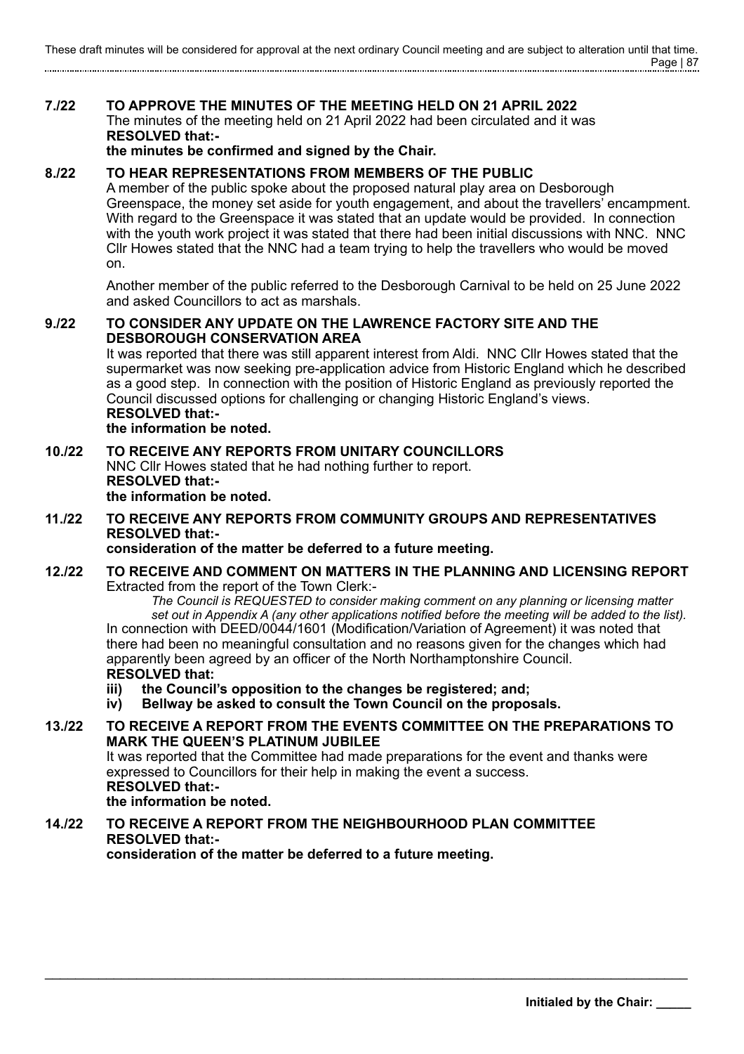**7./22 TO APPROVE THE MINUTES OF THE MEETING HELD ON 21 APRIL 2022**

The minutes of the meeting held on 21 April 2022 had been circulated and it was
**RESOLVED that:-**
**the minutes be confirmed and signed by the Chair.**

**8./22 TO HEAR REPRESENTATIONS FROM MEMBERS OF THE PUBLIC**

A member of the public spoke about the proposed natural play area on Desborough Greenspace, the money set aside for youth engagement, and about the travellers' encampment. With regard to the Greenspace it was stated that an update would be provided. In connection with the youth work project it was stated that there had been initial discussions with NNC. NNC Cllr Howes stated that the NNC had a team trying to help the travellers who would be moved on.

Another member of the public referred to the Desborough Carnival to be held on 25 June 2022 and asked Councillors to act as marshals.

**9./22 TO CONSIDER ANY UPDATE ON THE LAWRENCE FACTORY SITE AND THE DESBOROUGH CONSERVATION AREA**

It was reported that there was still apparent interest from Aldi. NNC Cllr Howes stated that the supermarket was now seeking pre-application advice from Historic England which he described as a good step. In connection with the position of Historic England as previously reported the Council discussed options for challenging or changing Historic England's views.
**RESOLVED that:-**
**the information be noted.**

**10./22 TO RECEIVE ANY REPORTS FROM UNITARY COUNCILLORS**

NNC Cllr Howes stated that he had nothing further to report.
**RESOLVED that:-**
**the information be noted.**

**11./22 TO RECEIVE ANY REPORTS FROM COMMUNITY GROUPS AND REPRESENTATIVES**

**RESOLVED that:-**
**consideration of the matter be deferred to a future meeting.**

**12./22 TO RECEIVE AND COMMENT ON MATTERS IN THE PLANNING AND LICENSING REPORT**

Extracted from the report of the Town Clerk:-

> *The Council is REQUESTED to consider making comment on any planning or licensing matter set out in Appendix A (any other applications notified before the meeting will be added to the list).*

In connection with DEED/0044/1601 (Modification/Variation of Agreement) it was noted that there had been no meaningful consultation and no reasons given for the changes which had apparently been agreed by an officer of the North Northamptonshire Council.
**RESOLVED that:**

- **iii) the Council's opposition to the changes be registered; and;**
- **iv) Bellway be asked to consult the Town Council on the proposals.**

**13./22 TO RECEIVE A REPORT FROM THE EVENTS COMMITTEE ON THE PREPARATIONS TO MARK THE QUEEN'S PLATINUM JUBILEE**

It was reported that the Committee had made preparations for the event and thanks were expressed to Councillors for their help in making the event a success.
**RESOLVED that:-**
**the information be noted.**

**14./22 TO RECEIVE A REPORT FROM THE NEIGHBOURHOOD PLAN COMMITTEE**

**RESOLVED that:-**
**consideration of the matter be deferred to a future meeting.**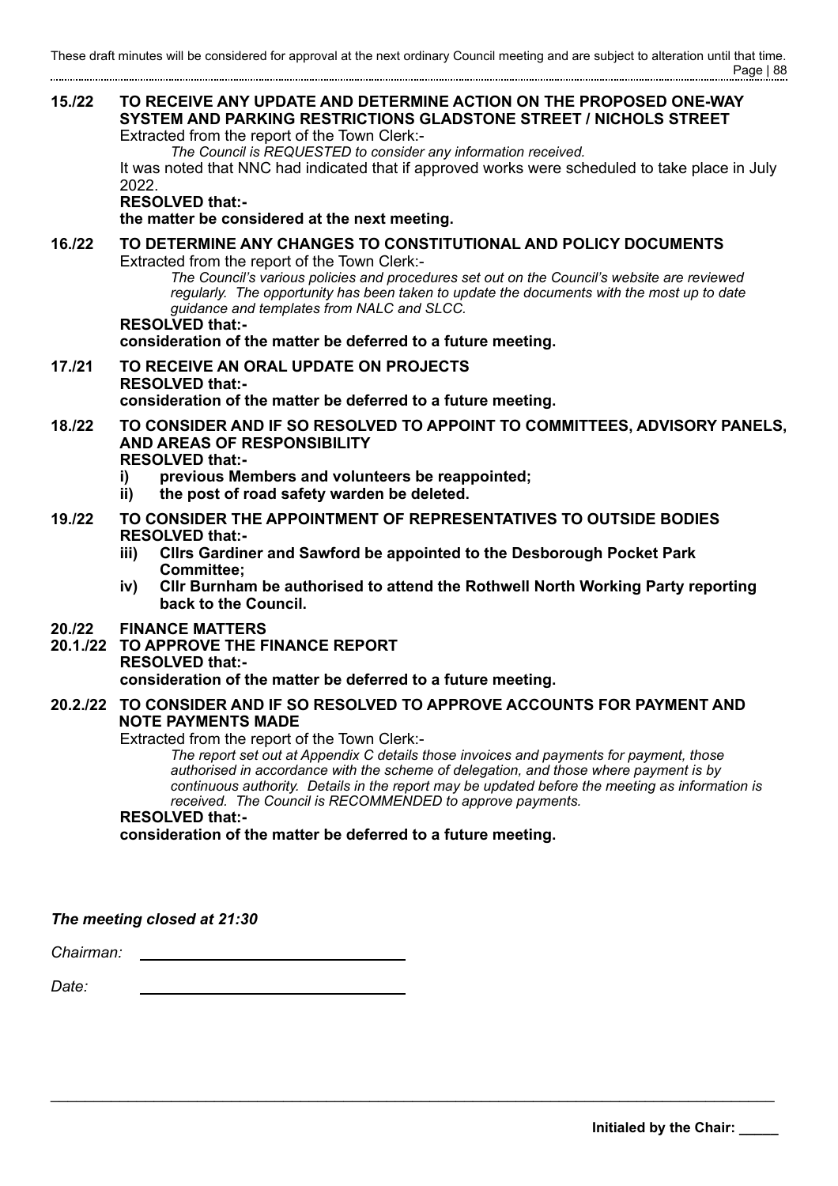**15./22 TO RECEIVE ANY UPDATE AND DETERMINE ACTION ON THE PROPOSED ONE-WAY SYSTEM AND PARKING RESTRICTIONS GLADSTONE STREET / NICHOLS STREET**

Extracted from the report of the Town Clerk:-

*The Council is REQUESTED to consider any information received.*

It was noted that NNC had indicated that if approved works were scheduled to take place in July 2022.

**RESOLVED that:-**

**the matter be considered at the next meeting.**

**16./22 TO DETERMINE ANY CHANGES TO CONSTITUTIONAL AND POLICY DOCUMENTS**

Extracted from the report of the Town Clerk:-

*The Council's various policies and procedures set out on the Council's website are reviewed regularly. The opportunity has been taken to update the documents with the most up to date guidance and templates from NALC and SLCC.*

**RESOLVED that:-**

**consideration of the matter be deferred to a future meeting.**

**17./21 TO RECEIVE AN ORAL UPDATE ON PROJECTS**

**RESOLVED that:-**

**consideration of the matter be deferred to a future meeting.**

**18./22 TO CONSIDER AND IF SO RESOLVED TO APPOINT TO COMMITTEES, ADVISORY PANELS, AND AREAS OF RESPONSIBILITY**

**RESOLVED that:-**

**i) previous Members and volunteers be reappointed;**

**ii) the post of road safety warden be deleted.**

**19./22 TO CONSIDER THE APPOINTMENT OF REPRESENTATIVES TO OUTSIDE BODIES**

**RESOLVED that:-**

**iii) Cllrs Gardiner and Sawford be appointed to the Desborough Pocket Park Committee;**

**iv) Cllr Burnham be authorised to attend the Rothwell North Working Party reporting back to the Council.**

**20./22 FINANCE MATTERS**

**20.1./22 TO APPROVE THE FINANCE REPORT**

**RESOLVED that:-**

**consideration of the matter be deferred to a future meeting.**

**20.2./22 TO CONSIDER AND IF SO RESOLVED TO APPROVE ACCOUNTS FOR PAYMENT AND NOTE PAYMENTS MADE**

Extracted from the report of the Town Clerk:-

*The report set out at Appendix C details those invoices and payments for payment, those authorised in accordance with the scheme of delegation, and those where payment is by continuous authority. Details in the report may be updated before the meeting as information is received. The Council is RECOMMENDED to approve payments.*

**RESOLVED that:-**

**consideration of the matter be deferred to a future meeting.**

***The meeting closed at 21:30***

*Chairman:* ______________________________

*Date:* ______________________________

**Initialed by the Chair: _____**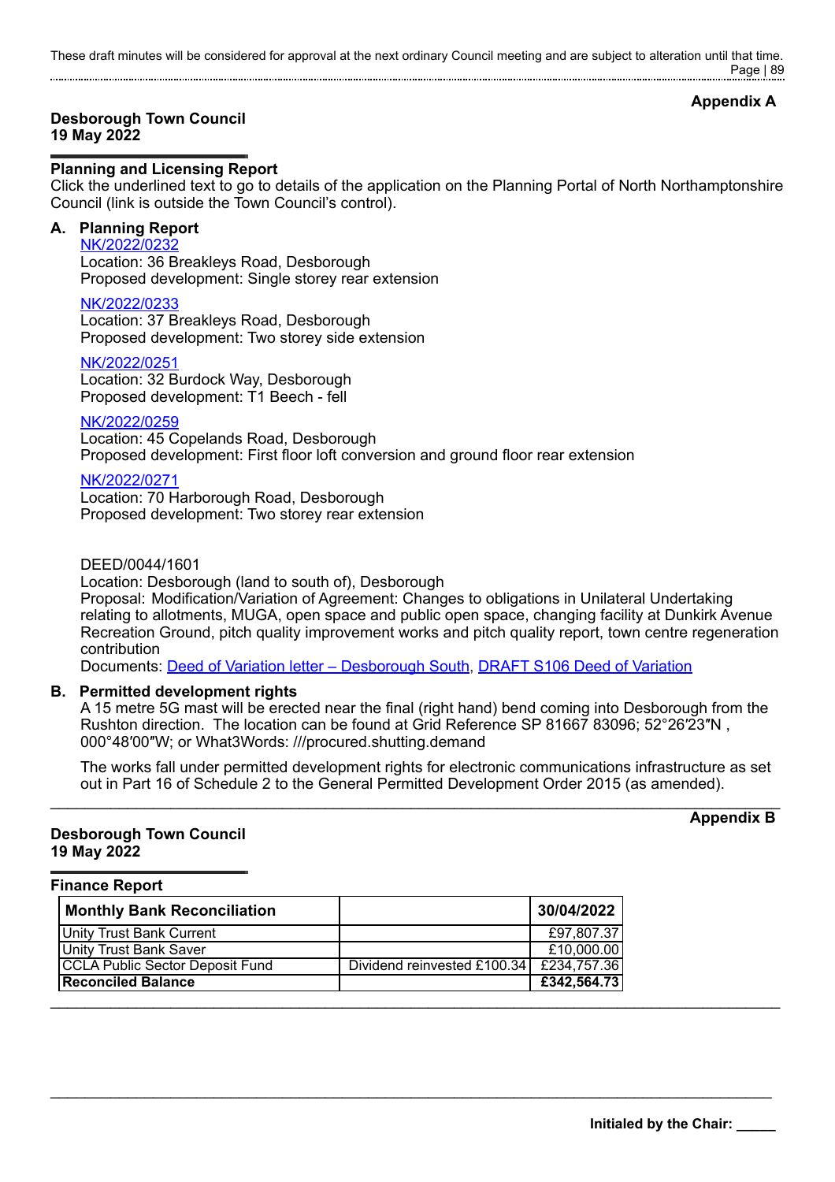**Appendix A**

**Desborough Town Council**
**19 May 2022**

## Planning and Licensing Report

Click the underlined text to go to details of the application on the Planning Portal of North Northamptonshire Council (link is outside the Town Council's control).

### A. Planning Report

NK/2022/0232
Location: 36 Breakleys Road, Desborough
Proposed development: Single storey rear extension

NK/2022/0233
Location: 37 Breakleys Road, Desborough
Proposed development: Two storey side extension

NK/2022/0251
Location: 32 Burdock Way, Desborough
Proposed development: T1 Beech - fell

NK/2022/0259
Location: 45 Copelands Road, Desborough
Proposed development: First floor loft conversion and ground floor rear extension

NK/2022/0271
Location: 70 Harborough Road, Desborough
Proposed development: Two storey rear extension

DEED/0044/1601
Location: Desborough (land to south of), Desborough
Proposal: Modification/Variation of Agreement: Changes to obligations in Unilateral Undertaking relating to allotments, MUGA, open space and public open space, changing facility at Dunkirk Avenue Recreation Ground, pitch quality improvement works and pitch quality report, town centre regeneration contribution
Documents: Deed of Variation letter – Desborough South, DRAFT S106 Deed of Variation

### B. Permitted development rights

A 15 metre 5G mast will be erected near the final (right hand) bend coming into Desborough from the Rushton direction. The location can be found at Grid Reference SP 81667 83096; 52°26′23″N , 000°48′00″W; or What3Words: ///procured.shutting.demand

The works fall under permitted development rights for electronic communications infrastructure as set out in Part 16 of Schedule 2 to the General Permitted Development Order 2015 (as amended).

---

**Appendix B**

**Desborough Town Council**
**19 May 2022**

## Finance Report

| Monthly Bank Reconciliation | | 30/04/2022 |
|---|---|---|
| Unity Trust Bank Current | | £97,807.37 |
| Unity Trust Bank Saver | | £10,000.00 |
| CCLA Public Sector Deposit Fund | Dividend reinvested £100.34 | £234,757.36 |
| **Reconciled Balance** | | **£342,564.73** |

---

**Initialed by the Chair: _____**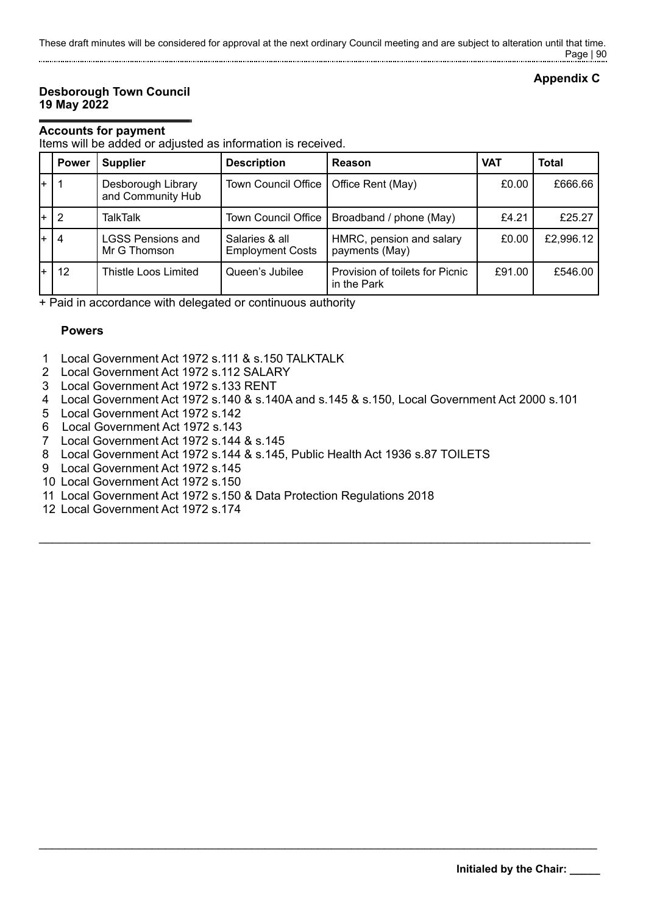**Appendix C**

**Desborough Town Council**
**19 May 2022**

**Accounts for payment**

Items will be added or adjusted as information is received.

| | Power | Supplier | Description | Reason | VAT | Total |
|---|---|---|---|---|---|---|
| + | 1 | Desborough Library and Community Hub | Town Council Office | Office Rent (May) | £0.00 | £666.66 |
| + | 2 | TalkTalk | Town Council Office | Broadband / phone (May) | £4.21 | £25.27 |
| + | 4 | LGSS Pensions and Mr G Thomson | Salaries & all Employment Costs | HMRC, pension and salary payments (May) | £0.00 | £2,996.12 |
| + | 12 | Thistle Loos Limited | Queen's Jubilee | Provision of toilets for Picnic in the Park | £91.00 | £546.00 |

+ Paid in accordance with delegated or continuous authority

**Powers**

1. Local Government Act 1972 s.111 & s.150 TALKTALK
2. Local Government Act 1972 s.112 SALARY
3. Local Government Act 1972 s.133 RENT
4. Local Government Act 1972 s.140 & s.140A and s.145 & s.150, Local Government Act 2000 s.101
5. Local Government Act 1972 s.142
6. Local Government Act 1972 s.143
7. Local Government Act 1972 s.144 & s.145
8. Local Government Act 1972 s.144 & s.145, Public Health Act 1936 s.87 TOILETS
9. Local Government Act 1972 s.145
10. Local Government Act 1972 s.150
11. Local Government Act 1972 s.150 & Data Protection Regulations 2018
12. Local Government Act 1972 s.174

**Initialed by the Chair:** _____